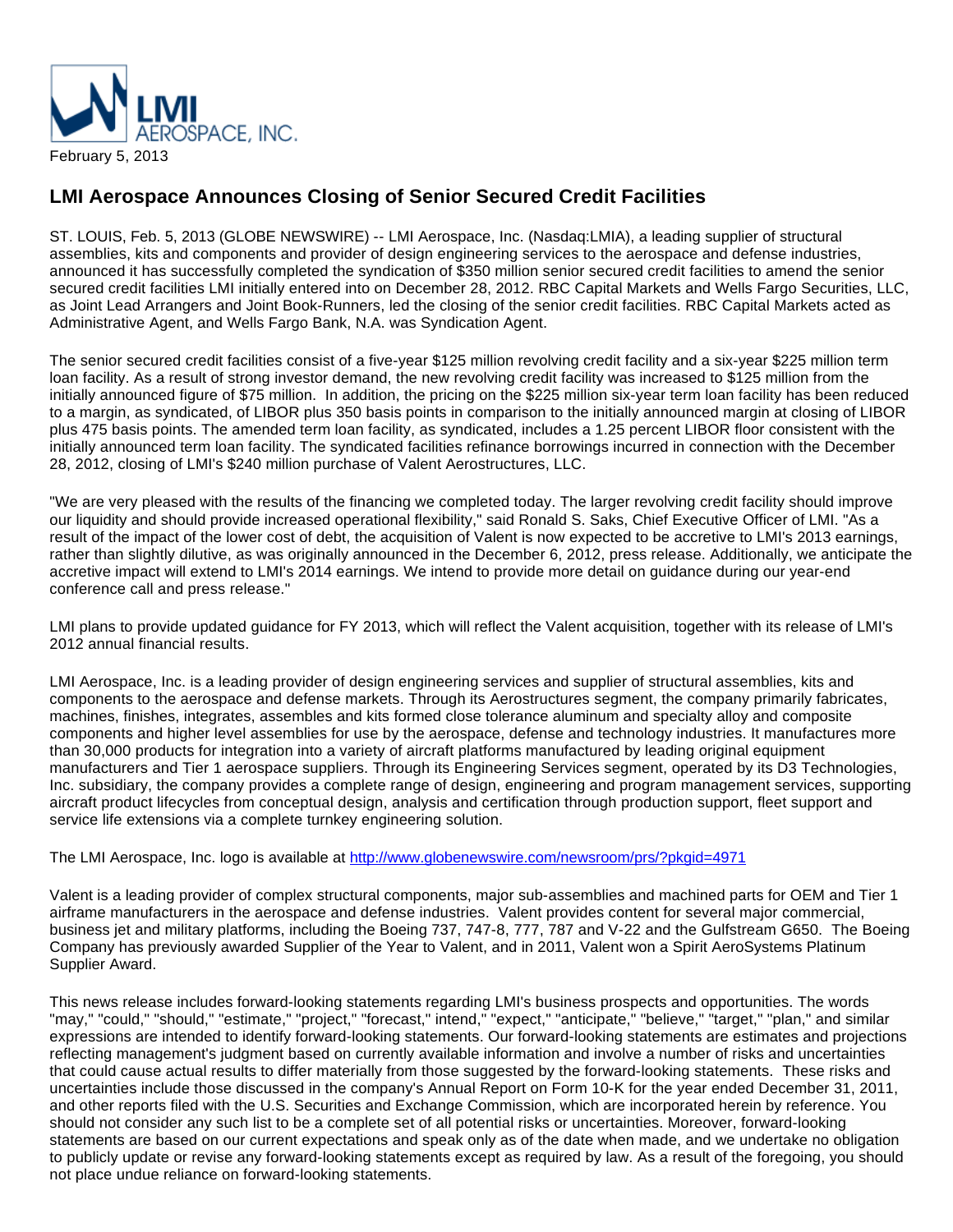LMI AEROSPACE, INC.

February 5, 2013

## LMI Aerospace Announces Closing of Senior Secured Credit Facilities

ST. LOUIS, Feb. 5, 2013 (GLOBE NEWSWIRE) -- LMI Aerospace, Inc. (Nasdaq:LMIA), a leading supplier of structural assemblies, kits and components and provider of design engineering services to the aerospace and defense industries, announced it has successfully completed the syndication of $350 million senior secured credit facilities to amend the senior secured credit facilities LMI initially entered into on December 28, 2012. RBC Capital Markets and Wells Fargo Securities, LLC, as Joint Lead Arrangers and Joint Book-Runners, led the closing of the senior credit facilities. RBC Capital Markets acted as Administrative Agent, and Wells Fargo Bank, N.A. was Syndication Agent.

The senior secured credit facilities consist of a five-year $125 million revolving credit facility and a six-year $225 million term loan facility. As a result of strong investor demand, the new revolving credit facility was increased to $125 million from the initially announced figure of $75 million. In addition, the pricing on the $225 million six-year term loan facility has been reduced to a margin, as syndicated, of LIBOR plus 350 basis points in comparison to the initially announced margin at closing of LIBOR plus 475 basis points. The amended term loan facility, as syndicated, includes a 1.25 percent LIBOR floor consistent with the initially announced term loan facility. The syndicated facilities refinance borrowings incurred in connection with the December 28, 2012, closing of LMI's $240 million purchase of Valent Aerostructures, LLC.

"We are very pleased with the results of the financing we completed today. The larger revolving credit facility should improve our liquidity and should provide increased operational flexibility," said Ronald S. Saks, Chief Executive Officer of LMI. "As a result of the impact of the lower cost of debt, the acquisition of Valent is now expected to be accretive to LMI's 2013 earnings, rather than slightly dilutive, as was originally announced in the December 6, 2012, press release. Additionally, we anticipate the accretive impact will extend to LMI's 2014 earnings. We intend to provide more detail on guidance during our year-end conference call and press release."

LMI plans to provide updated guidance for FY 2013, which will reflect the Valent acquisition, together with its release of LMI's 2012 annual financial results.

LMI Aerospace, Inc. is a leading provider of design engineering services and supplier of structural assemblies, kits and components to the aerospace and defense markets. Through its Aerostructures segment, the company primarily fabricates, machines, finishes, integrates, assembles and kits formed close tolerance aluminum and specialty alloy and composite components and higher level assemblies for use by the aerospace, defense and technology industries. It manufactures more than 30,000 products for integration into a variety of aircraft platforms manufactured by leading original equipment manufacturers and Tier 1 aerospace suppliers. Through its Engineering Services segment, operated by its D3 Technologies, Inc. subsidiary, the company provides a complete range of design, engineering and program management services, supporting aircraft product lifecycles from conceptual design, analysis and certification through production support, fleet support and service life extensions via a complete turnkey engineering solution.

The LMI Aerospace, Inc. logo is available at http://www.globenewswire.com/newsroom/prs/?pkgid=4971

Valent is a leading provider of complex structural components, major sub-assemblies and machined parts for OEM and Tier 1 airframe manufacturers in the aerospace and defense industries. Valent provides content for several major commercial, business jet and military platforms, including the Boeing 737, 747-8, 777, 787 and V-22 and the Gulfstream G650. The Boeing Company has previously awarded Supplier of the Year to Valent, and in 2011, Valent won a Spirit AeroSystems Platinum Supplier Award.

This news release includes forward-looking statements regarding LMI's business prospects and opportunities. The words "may," "could," "should," "estimate," "project," "forecast," intend," "expect," "anticipate," "believe," "target," "plan," and similar expressions are intended to identify forward-looking statements. Our forward-looking statements are estimates and projections reflecting management's judgment based on currently available information and involve a number of risks and uncertainties that could cause actual results to differ materially from those suggested by the forward-looking statements. These risks and uncertainties include those discussed in the company's Annual Report on Form 10-K for the year ended December 31, 2011, and other reports filed with the U.S. Securities and Exchange Commission, which are incorporated herein by reference. You should not consider any such list to be a complete set of all potential risks or uncertainties. Moreover, forward-looking statements are based on our current expectations and speak only as of the date when made, and we undertake no obligation to publicly update or revise any forward-looking statements except as required by law. As a result of the foregoing, you should not place undue reliance on forward-looking statements.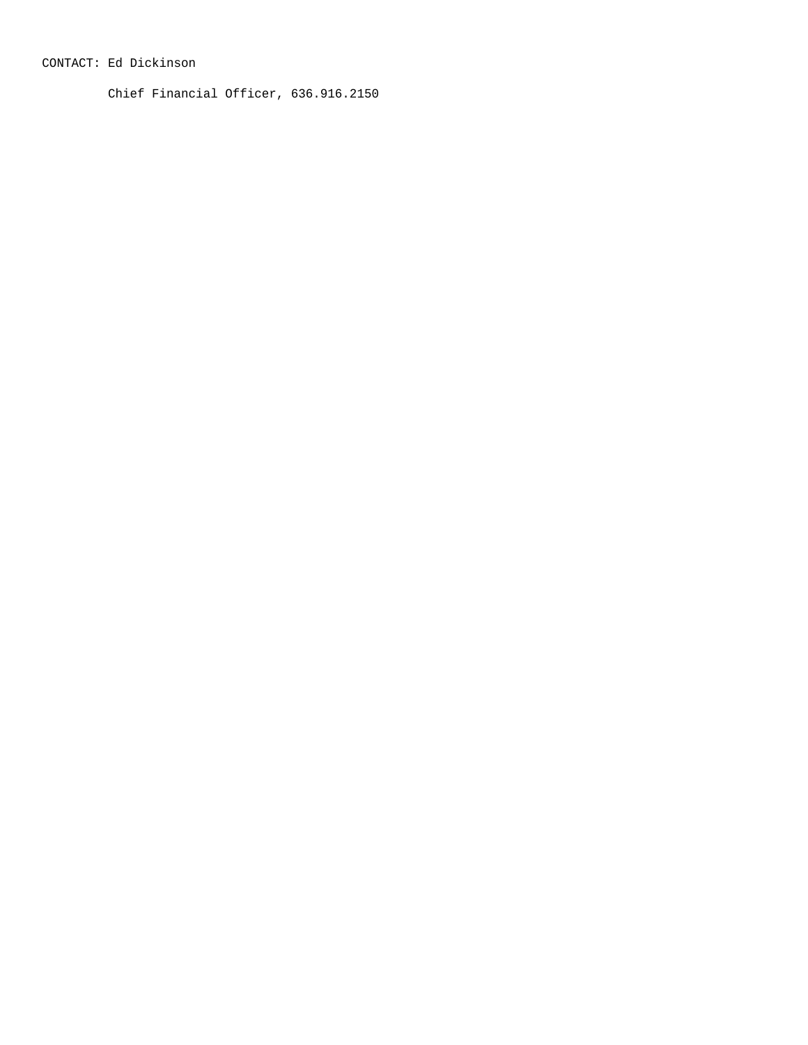CONTACT: Ed Dickinson

Chief Financial Officer, 636.916.2150